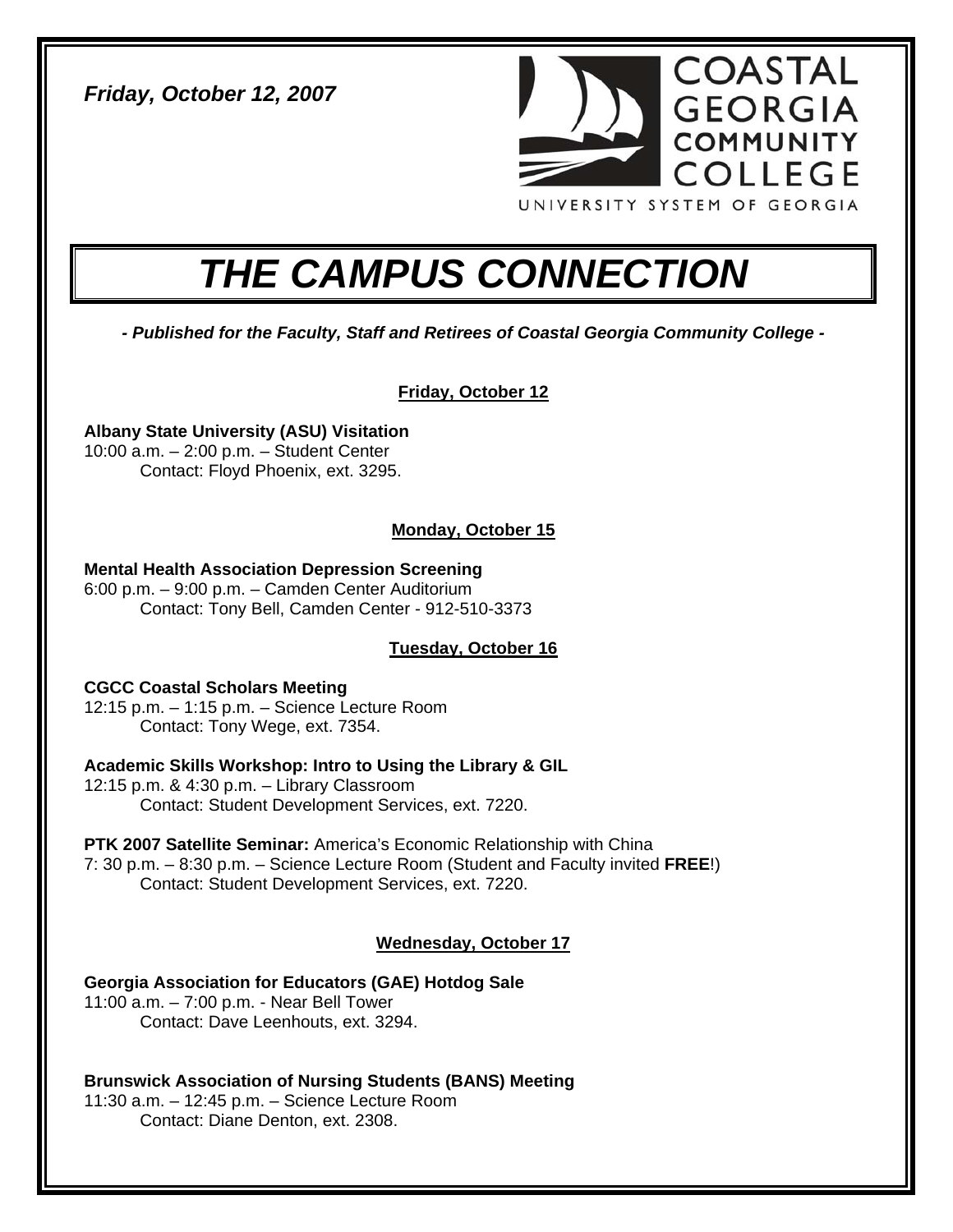*Friday, October 12, 2007*

COASTAL GEORGIA COMMUNITY COLLEGE

UNIVERSITY SYSTEM OF GEORGIA

# *THE CAMPUS CONNECTION*

***- Published for the Faculty, Staff and Retirees of Coastal Georgia Community College -***

## Friday, October 12

**Albany State University (ASU) Visitation**
10:00 a.m. – 2:00 p.m. – Student Center
Contact: Floyd Phoenix, ext. 3295.

## Monday, October 15

**Mental Health Association Depression Screening**
6:00 p.m. – 9:00 p.m. – Camden Center Auditorium
Contact: Tony Bell, Camden Center - 912-510-3373

## Tuesday, October 16

**CGCC Coastal Scholars Meeting**
12:15 p.m. – 1:15 p.m. – Science Lecture Room
Contact: Tony Wege, ext. 7354.

**Academic Skills Workshop: Intro to Using the Library & GIL**
12:15 p.m. & 4:30 p.m. – Library Classroom
Contact: Student Development Services, ext. 7220.

**PTK 2007 Satellite Seminar:** America's Economic Relationship with China
7: 30 p.m. – 8:30 p.m. – Science Lecture Room (Student and Faculty invited **FREE**!)
Contact: Student Development Services, ext. 7220.

## Wednesday, October 17

**Georgia Association for Educators (GAE) Hotdog Sale**
11:00 a.m. – 7:00 p.m. - Near Bell Tower
Contact: Dave Leenhouts, ext. 3294.

**Brunswick Association of Nursing Students (BANS) Meeting**
11:30 a.m. – 12:45 p.m. – Science Lecture Room
Contact: Diane Denton, ext. 2308.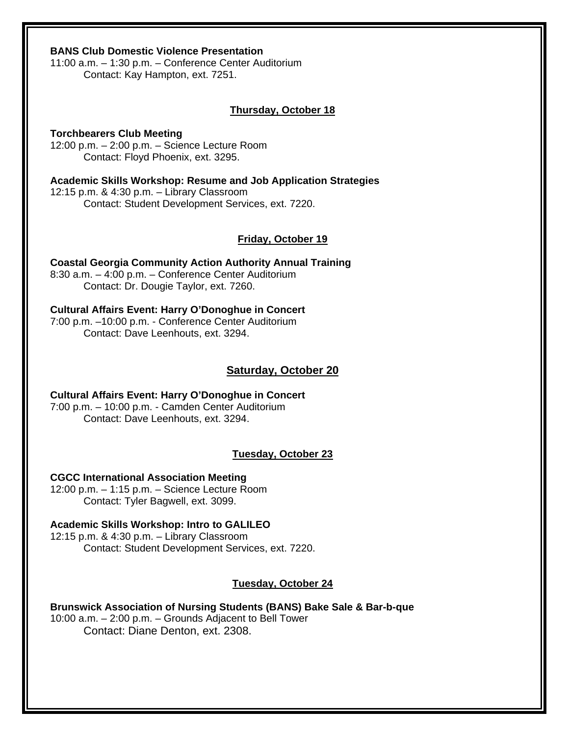**BANS Club Domestic Violence Presentation**
11:00 a.m. – 1:30 p.m. – Conference Center Auditorium
Contact: Kay Hampton, ext. 7251.

## Thursday, October 18

**Torchbearers Club Meeting**
12:00 p.m. – 2:00 p.m. – Science Lecture Room
Contact: Floyd Phoenix, ext. 3295.

**Academic Skills Workshop: Resume and Job Application Strategies**
12:15 p.m. & 4:30 p.m. – Library Classroom
Contact: Student Development Services, ext. 7220.

## Friday, October 19

**Coastal Georgia Community Action Authority Annual Training**
8:30 a.m. – 4:00 p.m. – Conference Center Auditorium
Contact: Dr. Dougie Taylor, ext. 7260.

**Cultural Affairs Event: Harry O'Donoghue in Concert**
7:00 p.m. –10:00 p.m. - Conference Center Auditorium
Contact: Dave Leenhouts, ext. 3294.

## Saturday, October 20

**Cultural Affairs Event: Harry O'Donoghue in Concert**
7:00 p.m. – 10:00 p.m. - Camden Center Auditorium
Contact: Dave Leenhouts, ext. 3294.

## Tuesday, October 23

**CGCC International Association Meeting**
12:00 p.m. – 1:15 p.m. – Science Lecture Room
Contact: Tyler Bagwell, ext. 3099.

**Academic Skills Workshop: Intro to GALILEO**
12:15 p.m. & 4:30 p.m. – Library Classroom
Contact: Student Development Services, ext. 7220.

## Tuesday, October 24

**Brunswick Association of Nursing Students (BANS) Bake Sale & Bar-b-que**
10:00 a.m. – 2:00 p.m. – Grounds Adjacent to Bell Tower
Contact: Diane Denton, ext. 2308.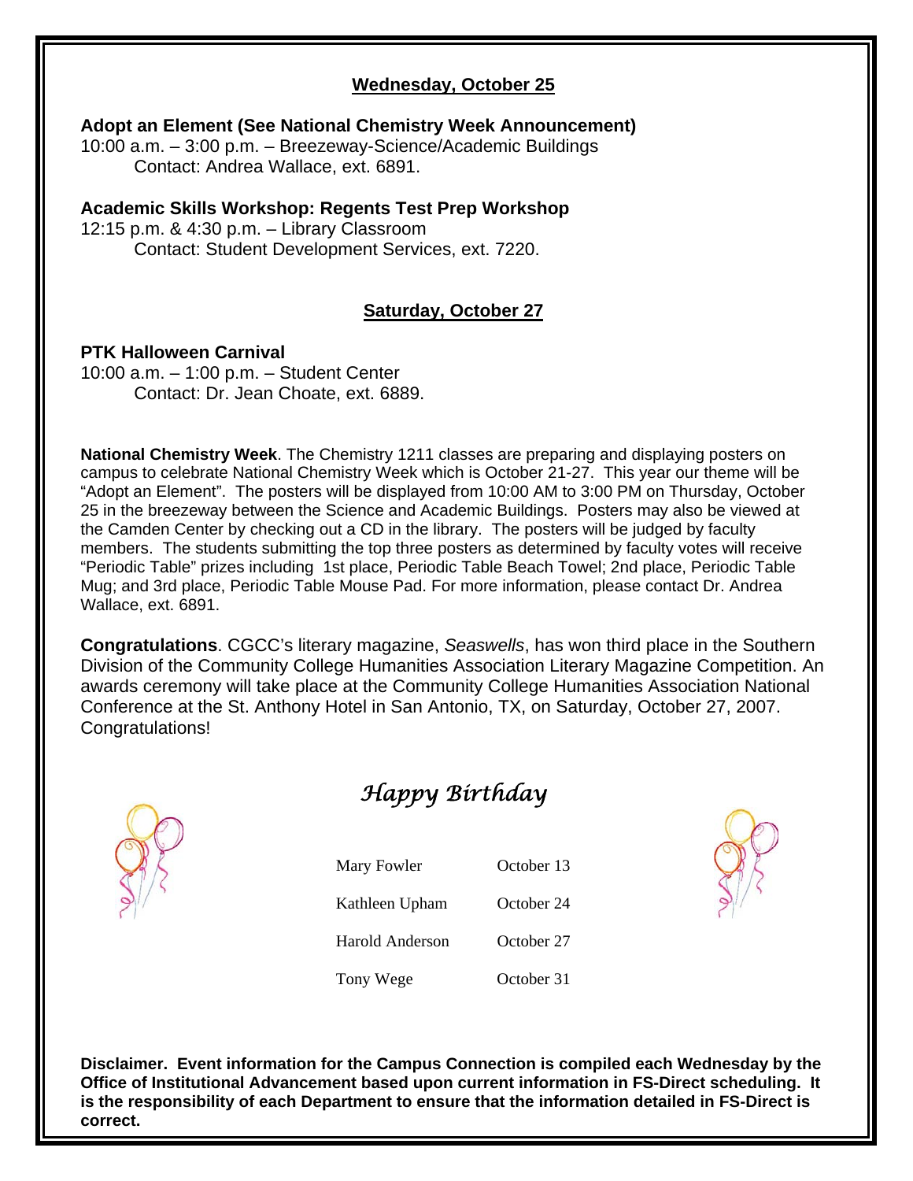## Wednesday, October 25

**Adopt an Element (See National Chemistry Week Announcement)**
10:00 a.m. – 3:00 p.m. – Breezeway-Science/Academic Buildings
Contact: Andrea Wallace, ext. 6891.

**Academic Skills Workshop: Regents Test Prep Workshop**
12:15 p.m. & 4:30 p.m. – Library Classroom
Contact: Student Development Services, ext. 7220.

## Saturday, October 27

**PTK Halloween Carnival**
10:00 a.m. – 1:00 p.m. – Student Center
Contact: Dr. Jean Choate, ext. 6889.

**National Chemistry Week**. The Chemistry 1211 classes are preparing and displaying posters on campus to celebrate National Chemistry Week which is October 21-27. This year our theme will be "Adopt an Element". The posters will be displayed from 10:00 AM to 3:00 PM on Thursday, October 25 in the breezeway between the Science and Academic Buildings. Posters may also be viewed at the Camden Center by checking out a CD in the library. The posters will be judged by faculty members. The students submitting the top three posters as determined by faculty votes will receive "Periodic Table" prizes including 1st place, Periodic Table Beach Towel; 2nd place, Periodic Table Mug; and 3rd place, Periodic Table Mouse Pad. For more information, please contact Dr. Andrea Wallace, ext. 6891.

**Congratulations**. CGCC's literary magazine, *Seaswells*, has won third place in the Southern Division of the Community College Humanities Association Literary Magazine Competition. An awards ceremony will take place at the Community College Humanities Association National Conference at the St. Anthony Hotel in San Antonio, TX, on Saturday, October 27, 2007. Congratulations!

## *Happy Birthday*

| | |
|---|---|
| Mary Fowler | October 13 |
| Kathleen Upham | October 24 |
| Harold Anderson | October 27 |
| Tony Wege | October 31 |

**Disclaimer. Event information for the Campus Connection is compiled each Wednesday by the Office of Institutional Advancement based upon current information in FS-Direct scheduling. It is the responsibility of each Department to ensure that the information detailed in FS-Direct is correct.**